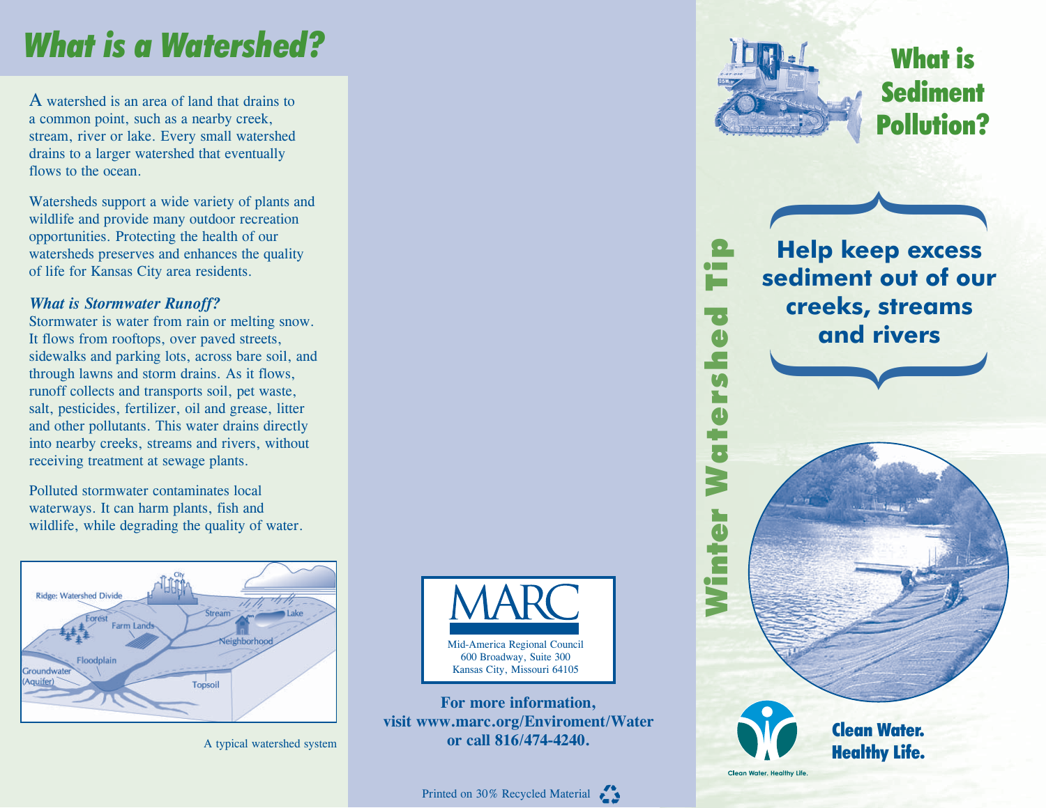# What is a Watershed?

A watershed is an area of land that drains to a common point, such as a nearby creek, stream, river or lake. Every small watershed drains to a larger watershed that eventually flows to the ocean.

Watersheds support a wide variety of plants and wildlife and provide many outdoor recreation opportunities. Protecting the health of our watersheds preserves and enhances the quality of life for Kansas City area residents.

### *What is Stormwater Runoff?*

Stormwater is water from rain or melting snow. It flows from rooftops, over paved streets, sidewalks and parking lots, across bare soil, and through lawns and storm drains. As it flows, runoff collects and transports soil, pet waste, salt, pesticides, fertilizer, oil and grease, litter and other pollutants. This water drains directly into nearby creeks, streams and rivers, without receiving treatment at sewage plants.

Polluted stormwater contaminates local waterways. It can harm plants, fish and wildlife, while degrading the quality of water.

Ridge: Watershed Divide, City, Forest, Farm Lands, Stream, Lake, Neighborhood, Floodplain, Groundwater (Aquifer), Topsoil

A typical watershed system

**MARC**

Mid-America Regional Council
600 Broadway, Suite 300
Kansas City, Missouri 64105

**For more information, visit www.marc.org/Enviroment/Water or call 816/474-4240.**

Printed on 30% Recycled Material

**Winter Watershed Tip**

# What is Sediment Pollution?

## Help keep excess sediment out of our creeks, streams and rivers

**Clean Water. Healthy Life.**

Clean Water. Healthy Life.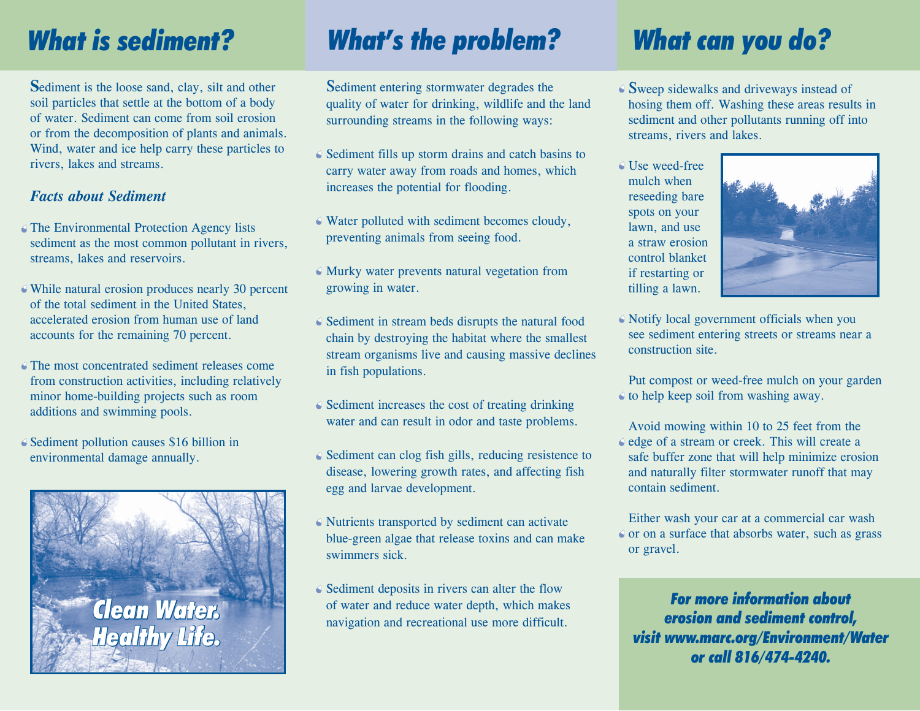# What is sediment?

Sediment is the loose sand, clay, silt and other soil particles that settle at the bottom of a body of water. Sediment can come from soil erosion or from the decomposition of plants and animals. Wind, water and ice help carry these particles to rivers, lakes and streams.

### *Facts about Sediment*

- The Environmental Protection Agency lists sediment as the most common pollutant in rivers, streams, lakes and reservoirs.
- While natural erosion produces nearly 30 percent of the total sediment in the United States, accelerated erosion from human use of land accounts for the remaining 70 percent.
- The most concentrated sediment releases come from construction activities, including relatively minor home-building projects such as room additions and swimming pools.
- Sediment pollution causes $16 billion in environmental damage annually.

**Clean Water. Healthy Life.**

# What's the problem?

Sediment entering stormwater degrades the quality of water for drinking, wildlife and the land surrounding streams in the following ways:

- Sediment fills up storm drains and catch basins to carry water away from roads and homes, which increases the potential for flooding.
- Water polluted with sediment becomes cloudy, preventing animals from seeing food.
- Murky water prevents natural vegetation from growing in water.
- Sediment in stream beds disrupts the natural food chain by destroying the habitat where the smallest stream organisms live and causing massive declines in fish populations.
- Sediment increases the cost of treating drinking water and can result in odor and taste problems.
- Sediment can clog fish gills, reducing resistence to disease, lowering growth rates, and affecting fish egg and larvae development.
- Nutrients transported by sediment can activate blue-green algae that release toxins and can make swimmers sick.
- Sediment deposits in rivers can alter the flow of water and reduce water depth, which makes navigation and recreational use more difficult.

# What can you do?

- Sweep sidewalks and driveways instead of hosing them off. Washing these areas results in sediment and other pollutants running off into streams, rivers and lakes.
- Use weed-free mulch when reseeding bare spots on your lawn, and use a straw erosion control blanket if restarting or tilling a lawn.
- Notify local government officials when you see sediment entering streets or streams near a construction site.
- Put compost or weed-free mulch on your garden to help keep soil from washing away.
- Avoid mowing within 10 to 25 feet from the edge of a stream or creek. This will create a safe buffer zone that will help minimize erosion and naturally filter stormwater runoff that may contain sediment.
- Either wash your car at a commercial car wash or on a surface that absorbs water, such as grass or gravel.

***For more information about erosion and sediment control, visit www.marc.org/Environment/Water or call 816/474-4240.***